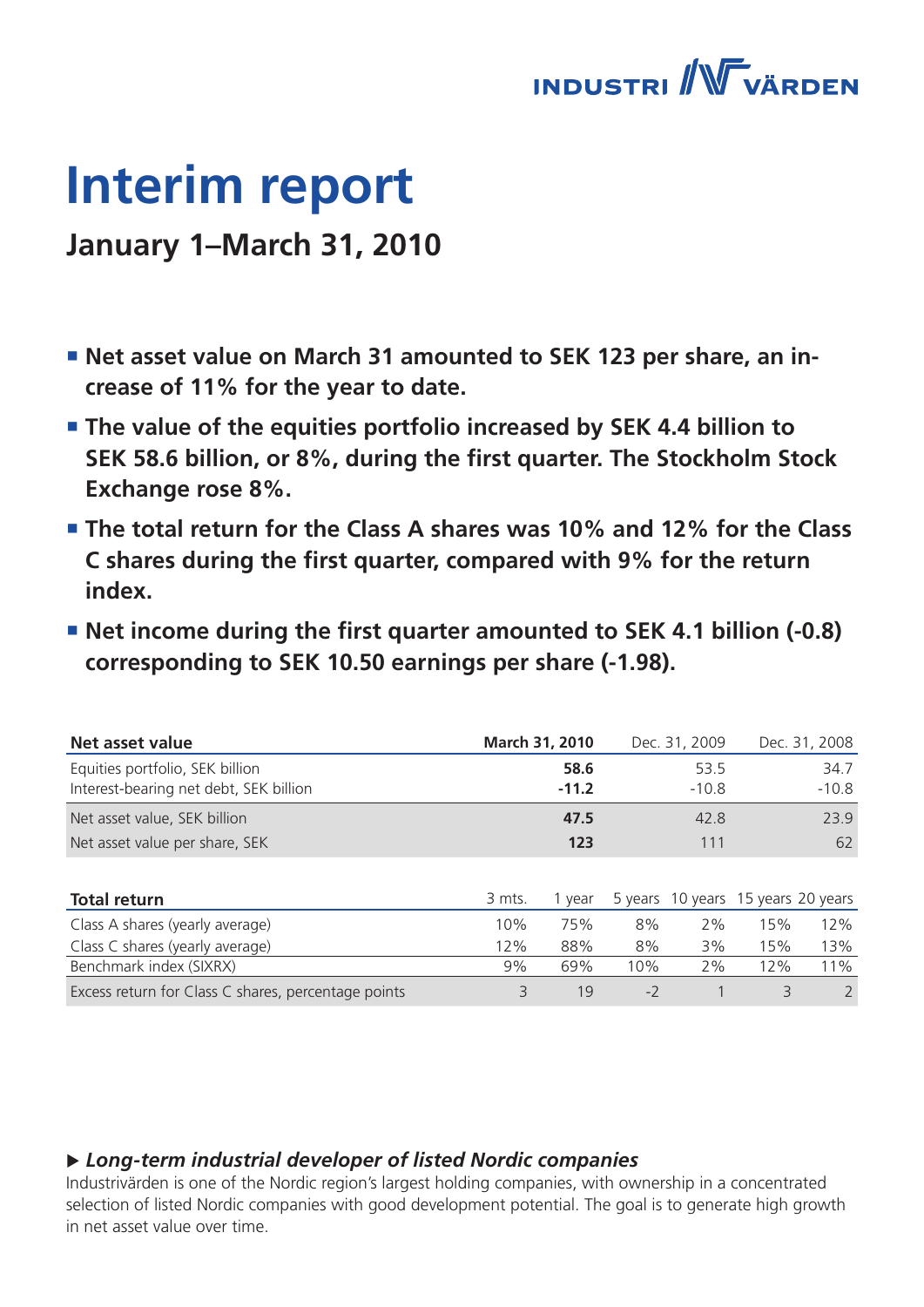# Interim report

## January 1–March 31, 2010

- **Net asset value on March 31 amounted to SEK 123 per share, an increase of 11% for the year to date.**
- **The value of the equities portfolio increased by SEK 4.4 billion to SEK 58.6 billion, or 8%, during the first quarter. The Stockholm Stock Exchange rose 8%.**
- **The total return for the Class A shares was 10% and 12% for the Class C shares during the first quarter, compared with 9% for the return index.**
- **Net income during the first quarter amounted to SEK 4.1 billion (-0.8) corresponding to SEK 10.50 earnings per share (-1.98).**

| Net asset value | March 31, 2010 | Dec. 31, 2009 | Dec. 31, 2008 |
|---|---|---|---|
| Equities portfolio, SEK billion | **58.6** | 53.5 | 34.7 |
| Interest-bearing net debt, SEK billion | **-11.2** | -10.8 | -10.8 |
| Net asset value, SEK billion | **47.5** | 42.8 | 23.9 |
| Net asset value per share, SEK | **123** | 111 | 62 |

| Total return | 3 mts. | 1 year | 5 years | 10 years | 15 years | 20 years |
|---|---|---|---|---|---|---|
| Class A shares (yearly average) | 10% | 75% | 8% | 2% | 15% | 12% |
| Class C shares (yearly average) | 12% | 88% | 8% | 3% | 15% | 13% |
| Benchmark index (SIXRX) | 9% | 69% | 10% | 2% | 12% | 11% |
| Excess return for Class C shares, percentage points | 3 | 19 | -2 | 1 | 3 | 2 |

### ▶ *Long-term industrial developer of listed Nordic companies*

Industrivärden is one of the Nordic region's largest holding companies, with ownership in a concentrated selection of listed Nordic companies with good development potential. The goal is to generate high growth in net asset value over time.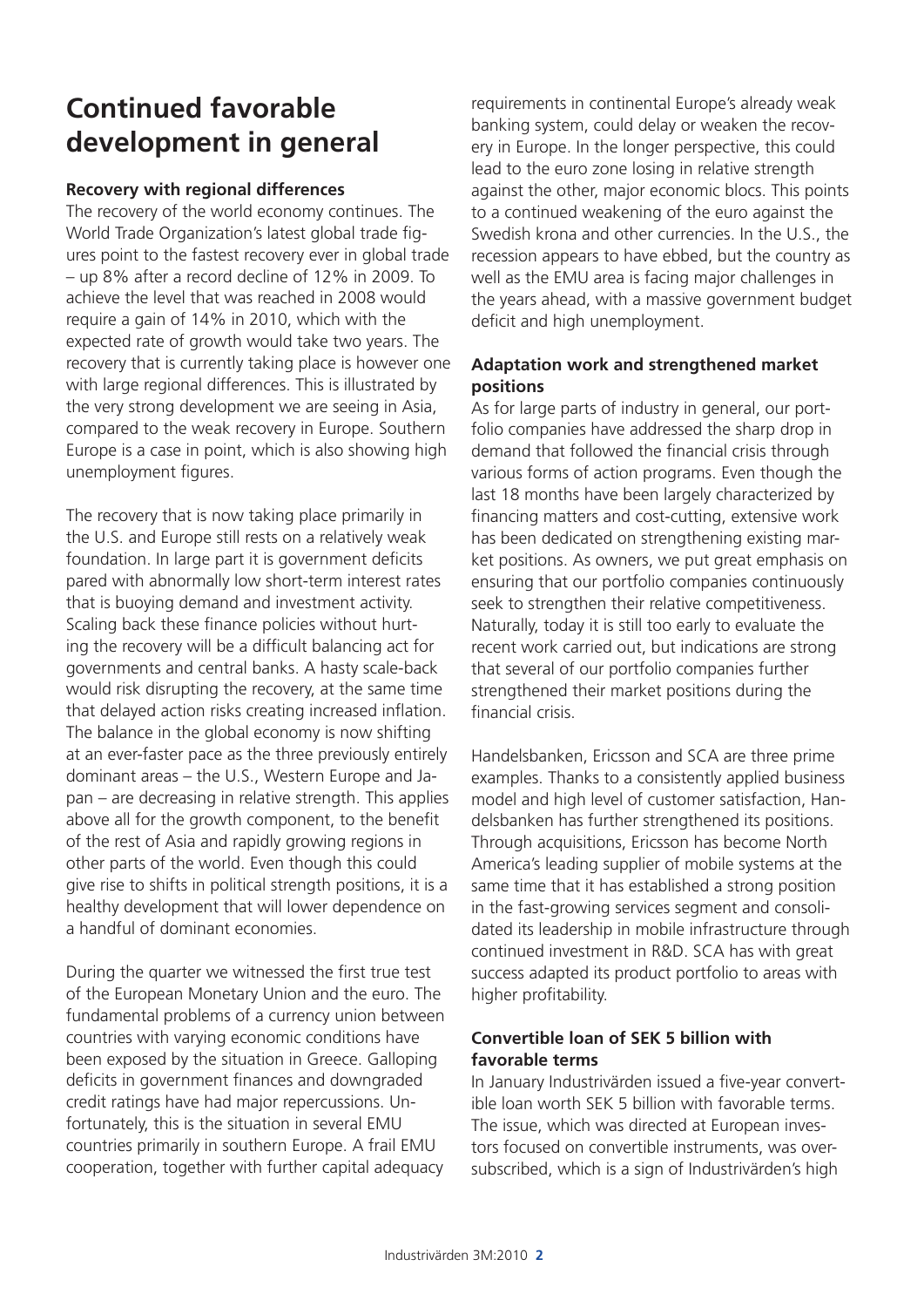# Continued favorable development in general

### Recovery with regional differences

The recovery of the world economy continues. The World Trade Organization's latest global trade figures point to the fastest recovery ever in global trade – up 8% after a record decline of 12% in 2009. To achieve the level that was reached in 2008 would require a gain of 14% in 2010, which with the expected rate of growth would take two years. The recovery that is currently taking place is however one with large regional differences. This is illustrated by the very strong development we are seeing in Asia, compared to the weak recovery in Europe. Southern Europe is a case in point, which is also showing high unemployment figures.

The recovery that is now taking place primarily in the U.S. and Europe still rests on a relatively weak foundation. In large part it is government deficits pared with abnormally low short-term interest rates that is buoying demand and investment activity. Scaling back these finance policies without hurting the recovery will be a difficult balancing act for governments and central banks. A hasty scale-back would risk disrupting the recovery, at the same time that delayed action risks creating increased inflation. The balance in the global economy is now shifting at an ever-faster pace as the three previously entirely dominant areas – the U.S., Western Europe and Japan – are decreasing in relative strength. This applies above all for the growth component, to the benefit of the rest of Asia and rapidly growing regions in other parts of the world. Even though this could give rise to shifts in political strength positions, it is a healthy development that will lower dependence on a handful of dominant economies.

During the quarter we witnessed the first true test of the European Monetary Union and the euro. The fundamental problems of a currency union between countries with varying economic conditions have been exposed by the situation in Greece. Galloping deficits in government finances and downgraded credit ratings have had major repercussions. Unfortunately, this is the situation in several EMU countries primarily in southern Europe. A frail EMU cooperation, together with further capital adequacy requirements in continental Europe's already weak banking system, could delay or weaken the recovery in Europe. In the longer perspective, this could lead to the euro zone losing in relative strength against the other, major economic blocs. This points to a continued weakening of the euro against the Swedish krona and other currencies. In the U.S., the recession appears to have ebbed, but the country as well as the EMU area is facing major challenges in the years ahead, with a massive government budget deficit and high unemployment.

### Adaptation work and strengthened market positions

As for large parts of industry in general, our portfolio companies have addressed the sharp drop in demand that followed the financial crisis through various forms of action programs. Even though the last 18 months have been largely characterized by financing matters and cost-cutting, extensive work has been dedicated on strengthening existing market positions. As owners, we put great emphasis on ensuring that our portfolio companies continuously seek to strengthen their relative competitiveness. Naturally, today it is still too early to evaluate the recent work carried out, but indications are strong that several of our portfolio companies further strengthened their market positions during the financial crisis.

Handelsbanken, Ericsson and SCA are three prime examples. Thanks to a consistently applied business model and high level of customer satisfaction, Handelsbanken has further strengthened its positions. Through acquisitions, Ericsson has become North America's leading supplier of mobile systems at the same time that it has established a strong position in the fast-growing services segment and consolidated its leadership in mobile infrastructure through continued investment in R&D. SCA has with great success adapted its product portfolio to areas with higher profitability.

### Convertible loan of SEK 5 billion with favorable terms

In January Industrivärden issued a five-year convertible loan worth SEK 5 billion with favorable terms. The issue, which was directed at European investors focused on convertible instruments, was oversubscribed, which is a sign of Industrivärden's high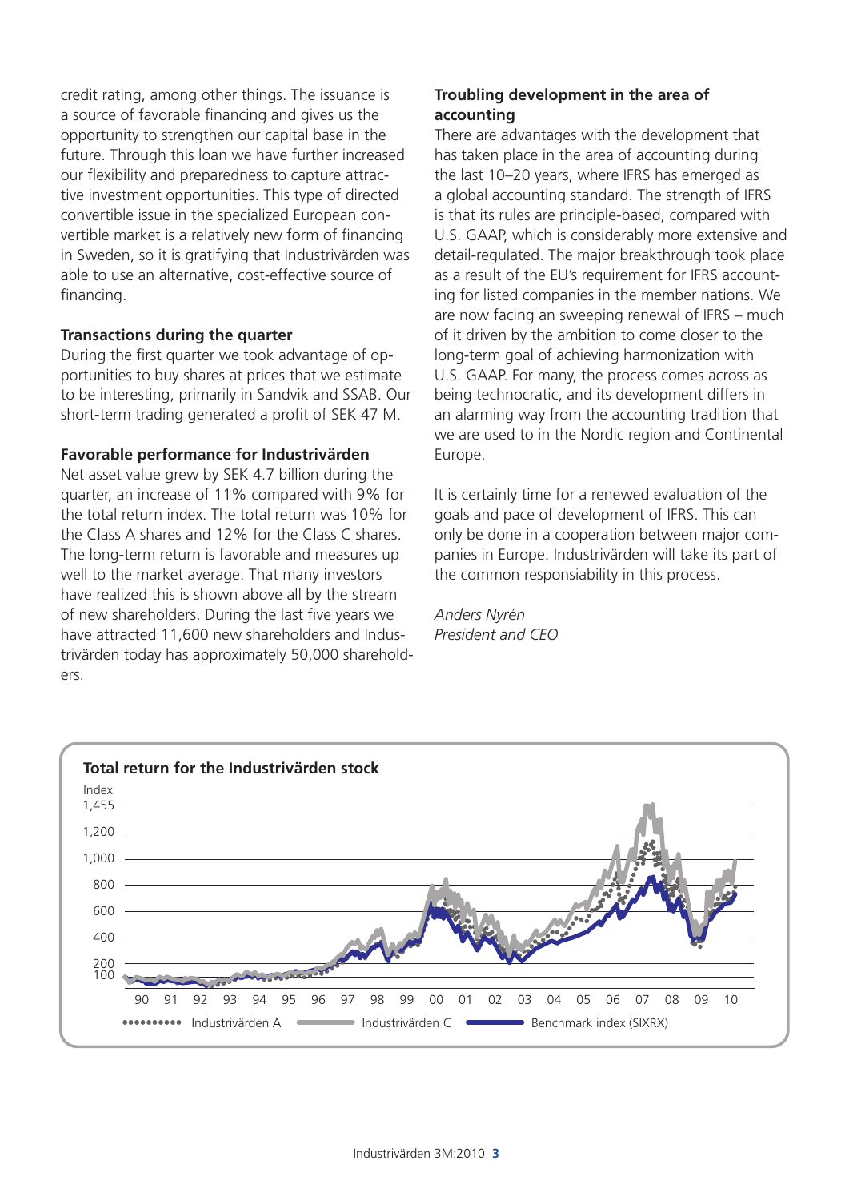credit rating, among other things. The issuance is a source of favorable financing and gives us the opportunity to strengthen our capital base in the future. Through this loan we have further increased our flexibility and preparedness to capture attractive investment opportunities. This type of directed convertible issue in the specialized European convertible market is a relatively new form of financing in Sweden, so it is gratifying that Industrivärden was able to use an alternative, cost-effective source of financing.

**Transactions during the quarter**

During the first quarter we took advantage of opportunities to buy shares at prices that we estimate to be interesting, primarily in Sandvik and SSAB. Our short-term trading generated a profit of SEK 47 M.

**Favorable performance for Industrivärden**

Net asset value grew by SEK 4.7 billion during the quarter, an increase of 11% compared with 9% for the total return index. The total return was 10% for the Class A shares and 12% for the Class C shares. The long-term return is favorable and measures up well to the market average. That many investors have realized this is shown above all by the stream of new shareholders. During the last five years we have attracted 11,600 new shareholders and Industrivärden today has approximately 50,000 shareholders.

**Troubling development in the area of accounting**

There are advantages with the development that has taken place in the area of accounting during the last 10–20 years, where IFRS has emerged as a global accounting standard. The strength of IFRS is that its rules are principle-based, compared with U.S. GAAP, which is considerably more extensive and detail-regulated. The major breakthrough took place as a result of the EU's requirement for IFRS accounting for listed companies in the member nations. We are now facing an sweeping renewal of IFRS – much of it driven by the ambition to come closer to the long-term goal of achieving harmonization with U.S. GAAP. For many, the process comes across as being technocratic, and its development differs in an alarming way from the accounting tradition that we are used to in the Nordic region and Continental Europe.

It is certainly time for a renewed evaluation of the goals and pace of development of IFRS. This can only be done in a cooperation between major companies in Europe. Industrivärden will take its part of the common responsibility in this process.

*Anders Nyrén*
*President and CEO*

**Total return for the Industrivärden stock**

Index: 100 – 1,455; years 90–10. Legend: Industrivärden A, Industrivärden C, Benchmark index (SIXRX)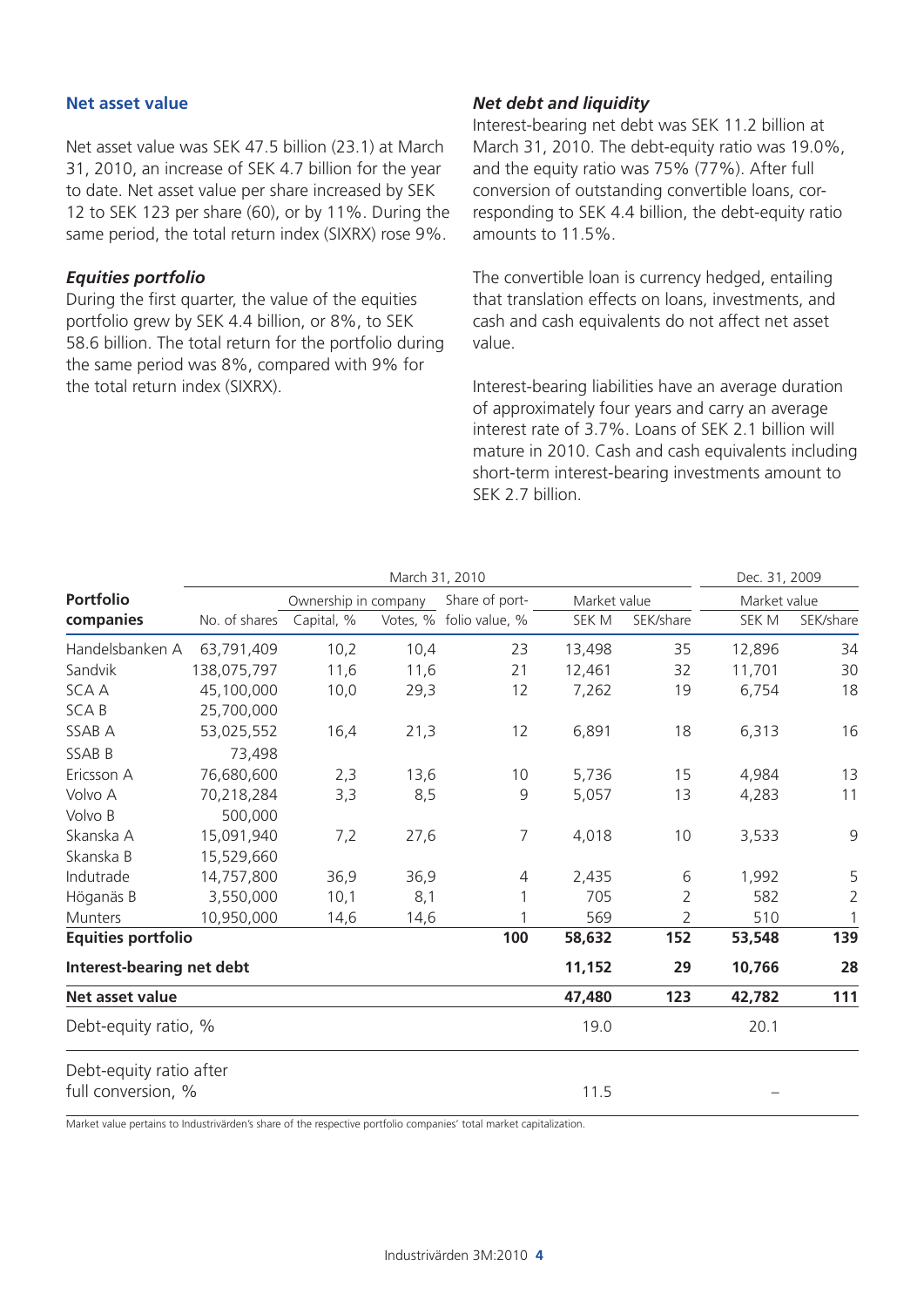## Net asset value

Net asset value was SEK 47.5 billion (23.1) at March 31, 2010, an increase of SEK 4.7 billion for the year to date. Net asset value per share increased by SEK 12 to SEK 123 per share (60), or by 11%. During the same period, the total return index (SIXRX) rose 9%.

### *Equities portfolio*

During the first quarter, the value of the equities portfolio grew by SEK 4.4 billion, or 8%, to SEK 58.6 billion. The total return for the portfolio during the same period was 8%, compared with 9% for the total return index (SIXRX).

### *Net debt and liquidity*

Interest-bearing net debt was SEK 11.2 billion at March 31, 2010. The debt-equity ratio was 19.0%, and the equity ratio was 75% (77%). After full conversion of outstanding convertible loans, corresponding to SEK 4.4 billion, the debt-equity ratio amounts to 11.5%.

The convertible loan is currency hedged, entailing that translation effects on loans, investments, and cash and cash equivalents do not affect net asset value.

Interest-bearing liabilities have an average duration of approximately four years and carry an average interest rate of 3.7%. Loans of SEK 2.1 billion will mature in 2010. Cash and cash equivalents including short-term interest-bearing investments amount to SEK 2.7 billion.

| | March 31, 2010 | | | | | | Dec. 31, 2009 | |
|---|---|---|---|---|---|---|---|---|
| | | Ownership in company | | Share of port- | Market value | | Market value | |
| **Portfolio companies** | No. of shares | Capital, % | Votes, % | folio value, % | SEK M | SEK/share | SEK M | SEK/share |
| Handelsbanken A | 63,791,409 | 10,2 | 10,4 | 23 | 13,498 | 35 | 12,896 | 34 |
| Sandvik | 138,075,797 | 11,6 | 11,6 | 21 | 12,461 | 32 | 11,701 | 30 |
| SCA A | 45,100,000 | 10,0 | 29,3 | 12 | 7,262 | 19 | 6,754 | 18 |
| SCA B | 25,700,000 | | | | | | | |
| SSAB A | 53,025,552 | 16,4 | 21,3 | 12 | 6,891 | 18 | 6,313 | 16 |
| SSAB B | 73,498 | | | | | | | |
| Ericsson A | 76,680,600 | 2,3 | 13,6 | 10 | 5,736 | 15 | 4,984 | 13 |
| Volvo A | 70,218,284 | 3,3 | 8,5 | 9 | 5,057 | 13 | 4,283 | 11 |
| Volvo B | 500,000 | | | | | | | |
| Skanska A | 15,091,940 | 7,2 | 27,6 | 7 | 4,018 | 10 | 3,533 | 9 |
| Skanska B | 15,529,660 | | | | | | | |
| Indutrade | 14,757,800 | 36,9 | 36,9 | 4 | 2,435 | 6 | 1,992 | 5 |
| Höganäs B | 3,550,000 | 10,1 | 8,1 | 1 | 705 | 2 | 582 | 2 |
| Munters | 10,950,000 | 14,6 | 14,6 | 1 | 569 | 2 | 510 | 1 |
| **Equities portfolio** | | | | **100** | **58,632** | **152** | **53,548** | **139** |
| **Interest-bearing net debt** | | | | | **11,152** | **29** | **10,766** | **28** |
| **Net asset value** | | | | | **47,480** | **123** | **42,782** | **111** |
| Debt-equity ratio, % | | | | | 19.0 | | 20.1 | |
| Debt-equity ratio after full conversion, % | | | | | 11.5 | | – | |

Market value pertains to Industrivärden's share of the respective portfolio companies' total market capitalization.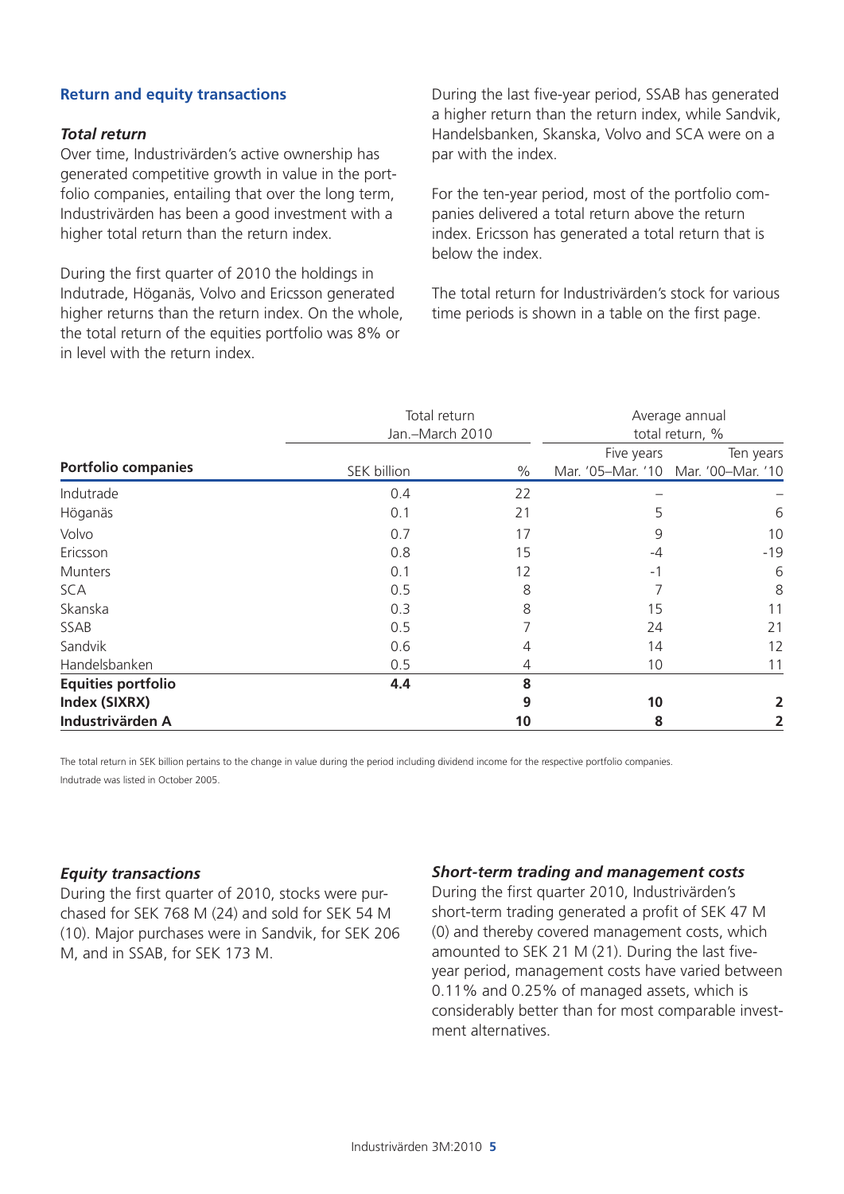## Return and equity transactions

### *Total return*

Over time, Industrivärden's active ownership has generated competitive growth in value in the portfolio companies, entailing that over the long term, Industrivärden has been a good investment with a higher total return than the return index.

During the first quarter of 2010 the holdings in Indutrade, Höganäs, Volvo and Ericsson generated higher returns than the return index. On the whole, the total return of the equities portfolio was 8% or in level with the return index.

During the last five-year period, SSAB has generated a higher return than the return index, while Sandvik, Handelsbanken, Skanska, Volvo and SCA were on a par with the index.

For the ten-year period, most of the portfolio companies delivered a total return above the return index. Ericsson has generated a total return that is below the index.

The total return for Industrivärden's stock for various time periods is shown in a table on the first page.

| | Total return Jan.–March 2010 | | Average annual total return, % | |
|---|---|---|---|---|
| **Portfolio companies** | SEK billion | % | Five years Mar. '05–Mar. '10 | Ten years Mar. '00–Mar. '10 |
| Indutrade | 0.4 | 22 | – | – |
| Höganäs | 0.1 | 21 | 5 | 6 |
| Volvo | 0.7 | 17 | 9 | 10 |
| Ericsson | 0.8 | 15 | -4 | -19 |
| Munters | 0.1 | 12 | -1 | 6 |
| SCA | 0.5 | 8 | 7 | 8 |
| Skanska | 0.3 | 8 | 15 | 11 |
| SSAB | 0.5 | 7 | 24 | 21 |
| Sandvik | 0.6 | 4 | 14 | 12 |
| Handelsbanken | 0.5 | 4 | 10 | 11 |
| **Equities portfolio** | **4.4** | **8** | | |
| **Index (SIXRX)** | | **9** | **10** | **2** |
| **Industrivärden A** | | **10** | **8** | **2** |

The total return in SEK billion pertains to the change in value during the period including dividend income for the respective portfolio companies.
Indutrade was listed in October 2005.

### *Equity transactions*

During the first quarter of 2010, stocks were purchased for SEK 768 M (24) and sold for SEK 54 M (10). Major purchases were in Sandvik, for SEK 206 M, and in SSAB, for SEK 173 M.

### *Short-term trading and management costs*

During the first quarter 2010, Industrivärden's short-term trading generated a profit of SEK 47 M (0) and thereby covered management costs, which amounted to SEK 21 M (21). During the last five-year period, management costs have varied between 0.11% and 0.25% of managed assets, which is considerably better than for most comparable investment alternatives.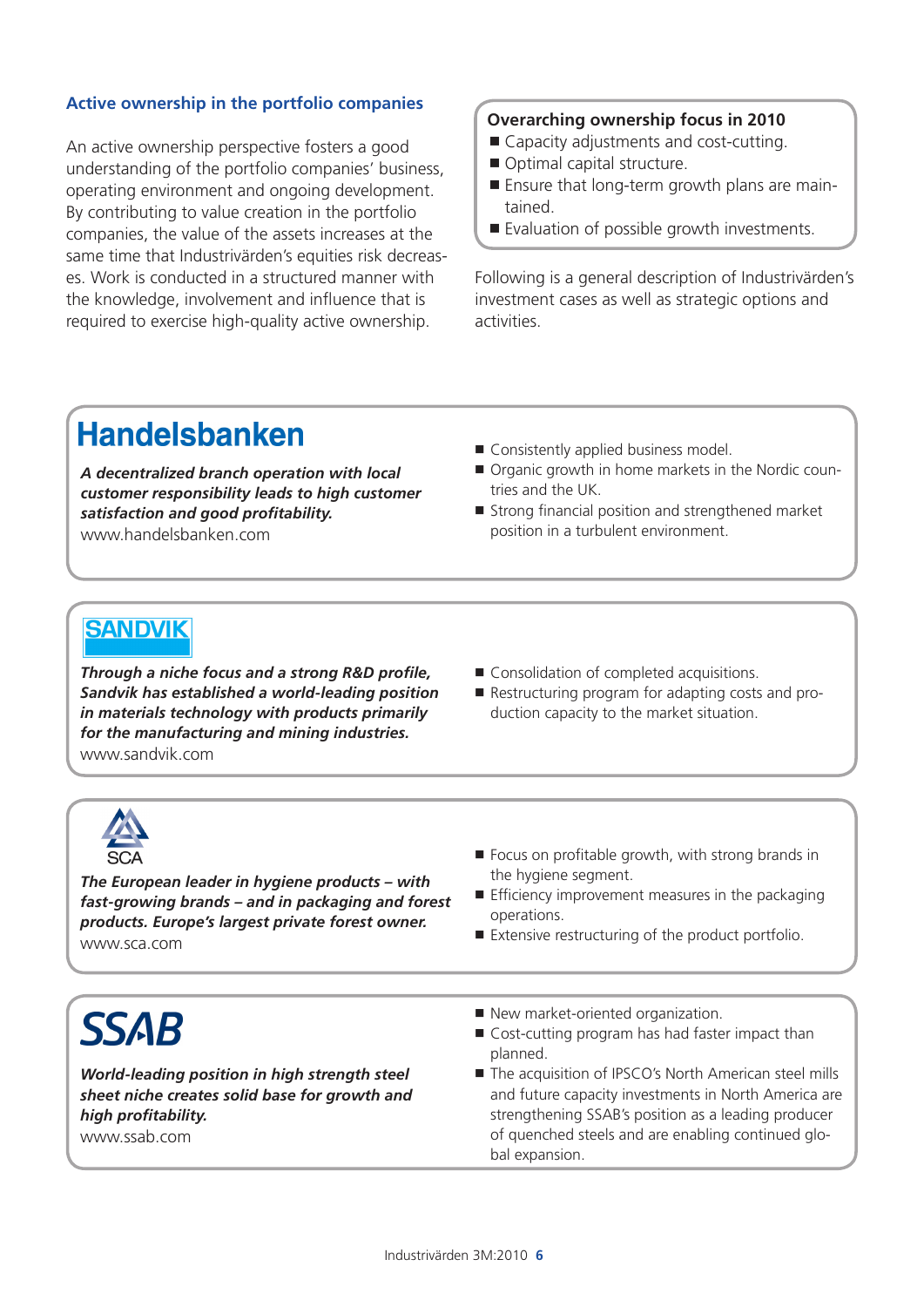## Active ownership in the portfolio companies

An active ownership perspective fosters a good understanding of the portfolio companies' business, operating environment and ongoing development. By contributing to value creation in the portfolio companies, the value of the assets increases at the same time that Industrivärden's equities risk decreases. Work is conducted in a structured manner with the knowledge, involvement and influence that is required to exercise high-quality active ownership.

**Overarching ownership focus in 2010**

- Capacity adjustments and cost-cutting.
- Optimal capital structure.
- Ensure that long-term growth plans are maintained.
- Evaluation of possible growth investments.

Following is a general description of Industrivärden's investment cases as well as strategic options and activities.

## Handelsbanken

***A decentralized branch operation with local customer responsibility leads to high customer satisfaction and good profitability.***
www.handelsbanken.com

- Consistently applied business model.
- Organic growth in home markets in the Nordic countries and the UK.
- Strong financial position and strengthened market position in a turbulent environment.

## SANDVIK

***Through a niche focus and a strong R&D profile, Sandvik has established a world-leading position in materials technology with products primarily for the manufacturing and mining industries.***
www.sandvik.com

- Consolidation of completed acquisitions.
- Restructuring program for adapting costs and production capacity to the market situation.

## SCA

***The European leader in hygiene products – with fast-growing brands – and in packaging and forest products. Europe's largest private forest owner.***
www.sca.com

- Focus on profitable growth, with strong brands in the hygiene segment.
- Efficiency improvement measures in the packaging operations.
- Extensive restructuring of the product portfolio.

## SSAB

***World-leading position in high strength steel sheet niche creates solid base for growth and high profitability.***
www.ssab.com

- New market-oriented organization.
- Cost-cutting program has had faster impact than planned.
- The acquisition of IPSCO's North American steel mills and future capacity investments in North America are strengthening SSAB's position as a leading producer of quenched steels and are enabling continued global expansion.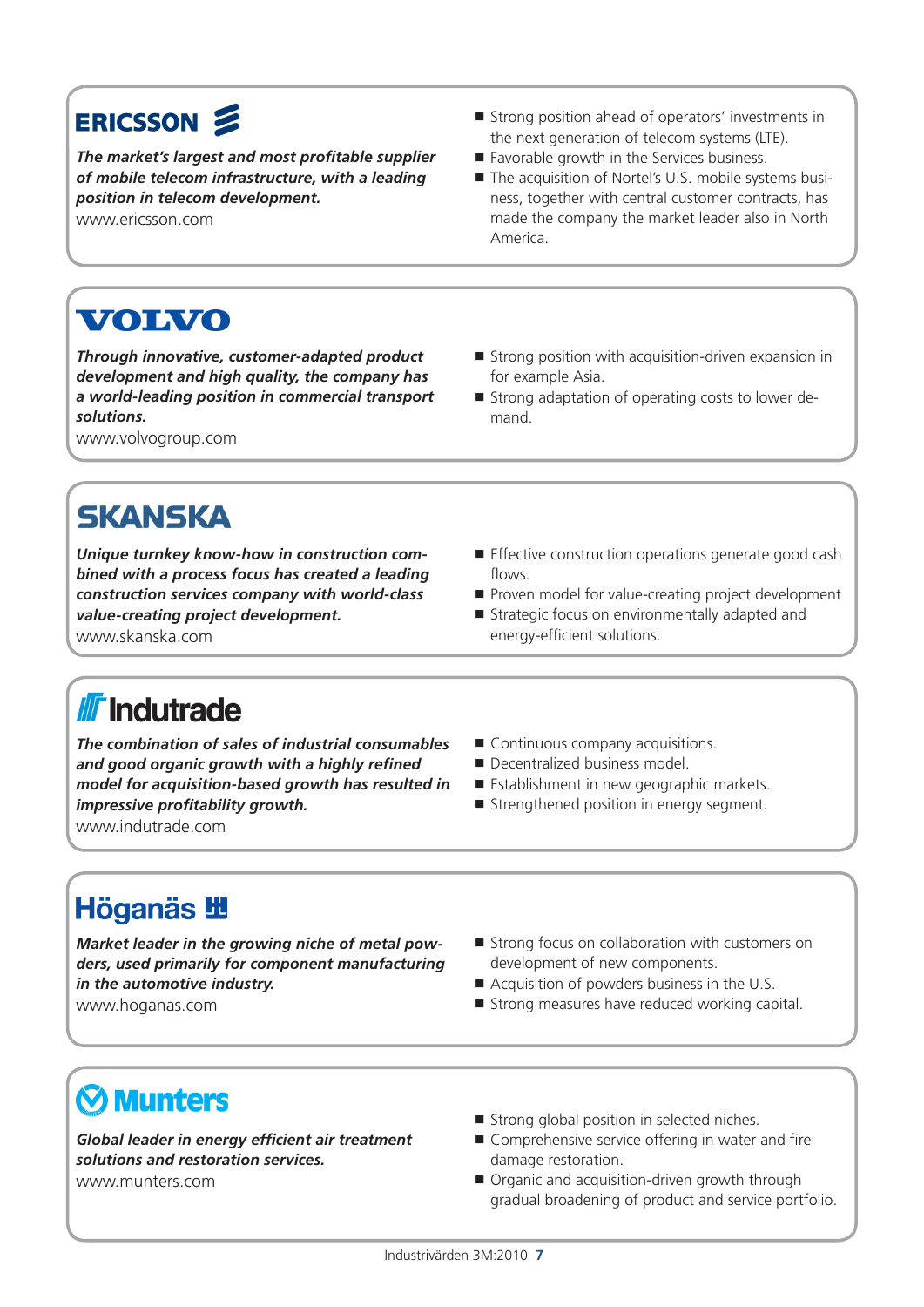## ERICSSON

***The market's largest and most profitable supplier of mobile telecom infrastructure, with a leading position in telecom development.***

www.ericsson.com

- Strong position ahead of operators' investments in the next generation of telecom systems (LTE).
- Favorable growth in the Services business.
- The acquisition of Nortel's U.S. mobile systems business, together with central customer contracts, has made the company the market leader also in North America.

## VOLVO

***Through innovative, customer-adapted product development and high quality, the company has a world-leading position in commercial transport solutions.***

www.volvogroup.com

- Strong position with acquisition-driven expansion in for example Asia.
- Strong adaptation of operating costs to lower demand.

## SKANSKA

***Unique turnkey know-how in construction combined with a process focus has created a leading construction services company with world-class value-creating project development.***

www.skanska.com

- Effective construction operations generate good cash flows.
- Proven model for value-creating project development
- Strategic focus on environmentally adapted and energy-efficient solutions.

## Indutrade

***The combination of sales of industrial consumables and good organic growth with a highly refined model for acquisition-based growth has resulted in impressive profitability growth.***

www.indutrade.com

- Continuous company acquisitions.
- Decentralized business model.
- Establishment in new geographic markets.
- Strengthened position in energy segment.

## Höganäs

***Market leader in the growing niche of metal powders, used primarily for component manufacturing in the automotive industry.***

www.hoganas.com

- Strong focus on collaboration with customers on development of new components.
- Acquisition of powders business in the U.S.
- Strong measures have reduced working capital.

## Munters

***Global leader in energy efficient air treatment solutions and restoration services.***

www.munters.com

- Strong global position in selected niches.
- Comprehensive service offering in water and fire damage restoration.
- Organic and acquisition-driven growth through gradual broadening of product and service portfolio.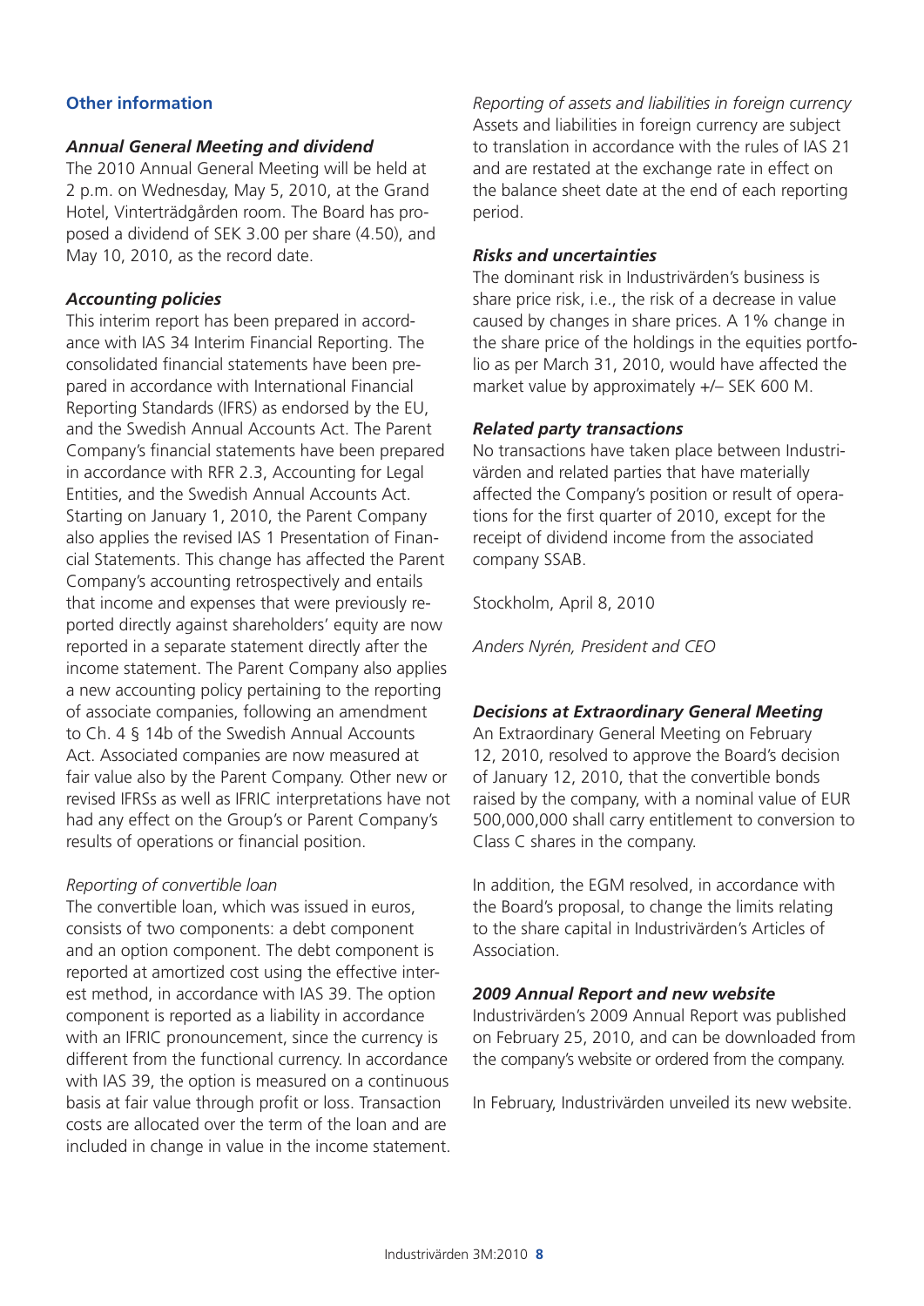## Other information

### *Annual General Meeting and dividend*

The 2010 Annual General Meeting will be held at 2 p.m. on Wednesday, May 5, 2010, at the Grand Hotel, Vinterträdgården room. The Board has proposed a dividend of SEK 3.00 per share (4.50), and May 10, 2010, as the record date.

### *Accounting policies*

This interim report has been prepared in accordance with IAS 34 Interim Financial Reporting. The consolidated financial statements have been prepared in accordance with International Financial Reporting Standards (IFRS) as endorsed by the EU, and the Swedish Annual Accounts Act. The Parent Company's financial statements have been prepared in accordance with RFR 2.3, Accounting for Legal Entities, and the Swedish Annual Accounts Act. Starting on January 1, 2010, the Parent Company also applies the revised IAS 1 Presentation of Financial Statements. This change has affected the Parent Company's accounting retrospectively and entails that income and expenses that were previously reported directly against shareholders' equity are now reported in a separate statement directly after the income statement. The Parent Company also applies a new accounting policy pertaining to the reporting of associate companies, following an amendment to Ch. 4 § 14b of the Swedish Annual Accounts Act. Associated companies are now measured at fair value also by the Parent Company. Other new or revised IFRSs as well as IFRIC interpretations have not had any effect on the Group's or Parent Company's results of operations or financial position.

*Reporting of convertible loan*

The convertible loan, which was issued in euros, consists of two components: a debt component and an option component. The debt component is reported at amortized cost using the effective interest method, in accordance with IAS 39. The option component is reported as a liability in accordance with an IFRIC pronouncement, since the currency is different from the functional currency. In accordance with IAS 39, the option is measured on a continuous basis at fair value through profit or loss. Transaction costs are allocated over the term of the loan and are included in change in value in the income statement.

*Reporting of assets and liabilities in foreign currency*

Assets and liabilities in foreign currency are subject to translation in accordance with the rules of IAS 21 and are restated at the exchange rate in effect on the balance sheet date at the end of each reporting period.

### *Risks and uncertainties*

The dominant risk in Industrivärden's business is share price risk, i.e., the risk of a decrease in value caused by changes in share prices. A 1% change in the share price of the holdings in the equities portfolio as per March 31, 2010, would have affected the market value by approximately +/– SEK 600 M.

### *Related party transactions*

No transactions have taken place between Industrivärden and related parties that have materially affected the Company's position or result of operations for the first quarter of 2010, except for the receipt of dividend income from the associated company SSAB.

Stockholm, April 8, 2010

*Anders Nyrén, President and CEO*

### *Decisions at Extraordinary General Meeting*

An Extraordinary General Meeting on February 12, 2010, resolved to approve the Board's decision of January 12, 2010, that the convertible bonds raised by the company, with a nominal value of EUR 500,000,000 shall carry entitlement to conversion to Class C shares in the company.

In addition, the EGM resolved, in accordance with the Board's proposal, to change the limits relating to the share capital in Industrivärden's Articles of Association.

### *2009 Annual Report and new website*

Industrivärden's 2009 Annual Report was published on February 25, 2010, and can be downloaded from the company's website or ordered from the company.

In February, Industrivärden unveiled its new website.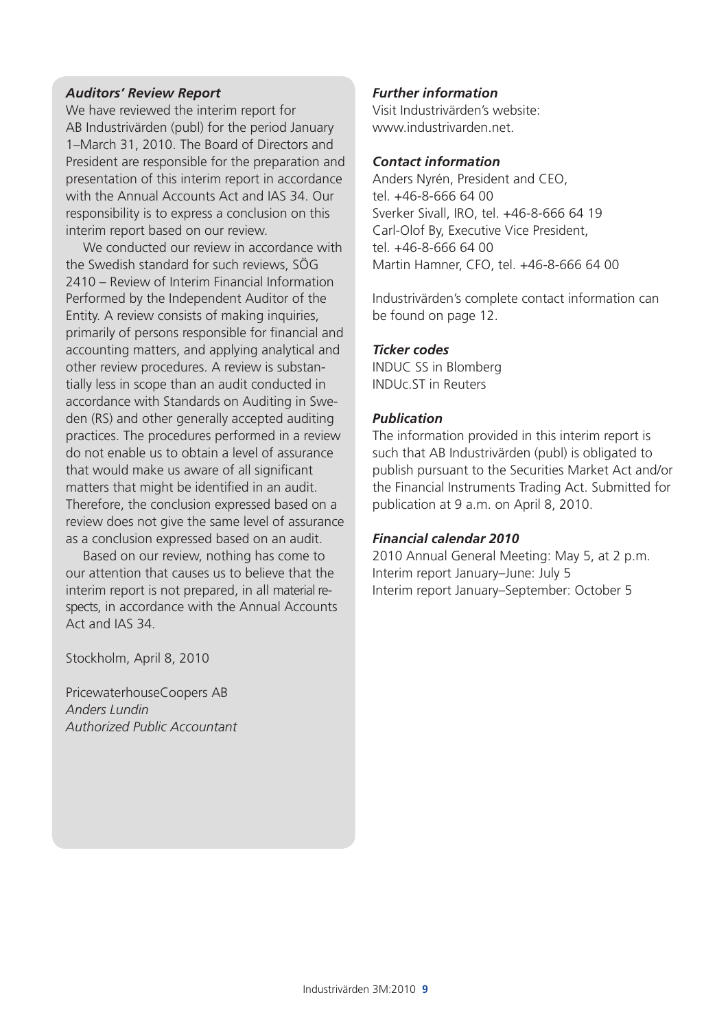### *Auditors' Review Report*

We have reviewed the interim report for AB Industrivärden (publ) for the period January 1–March 31, 2010. The Board of Directors and President are responsible for the preparation and presentation of this interim report in accordance with the Annual Accounts Act and IAS 34. Our responsibility is to express a conclusion on this interim report based on our review.

We conducted our review in accordance with the Swedish standard for such reviews, SÖG 2410 – Review of Interim Financial Information Performed by the Independent Auditor of the Entity. A review consists of making inquiries, primarily of persons responsible for financial and accounting matters, and applying analytical and other review procedures. A review is substantially less in scope than an audit conducted in accordance with Standards on Auditing in Sweden (RS) and other generally accepted auditing practices. The procedures performed in a review do not enable us to obtain a level of assurance that would make us aware of all significant matters that might be identified in an audit. Therefore, the conclusion expressed based on a review does not give the same level of assurance as a conclusion expressed based on an audit.

Based on our review, nothing has come to our attention that causes us to believe that the interim report is not prepared, in all material respects, in accordance with the Annual Accounts Act and IAS 34.

Stockholm, April 8, 2010

PricewaterhouseCoopers AB
*Anders Lundin*
*Authorized Public Accountant*

### *Further information*

Visit Industrivärden's website: www.industrivarden.net.

### *Contact information*

Anders Nyrén, President and CEO, tel. +46-8-666 64 00
Sverker Sivall, IRO, tel. +46-8-666 64 19
Carl-Olof By, Executive Vice President, tel. +46-8-666 64 00
Martin Hamner, CFO, tel. +46-8-666 64 00

Industrivärden's complete contact information can be found on page 12.

### *Ticker codes*

INDUC SS in Blomberg
INDUc.ST in Reuters

### *Publication*

The information provided in this interim report is such that AB Industrivärden (publ) is obligated to publish pursuant to the Securities Market Act and/or the Financial Instruments Trading Act. Submitted for publication at 9 a.m. on April 8, 2010.

### *Financial calendar 2010*

2010 Annual General Meeting: May 5, at 2 p.m.
Interim report January–June: July 5
Interim report January–September: October 5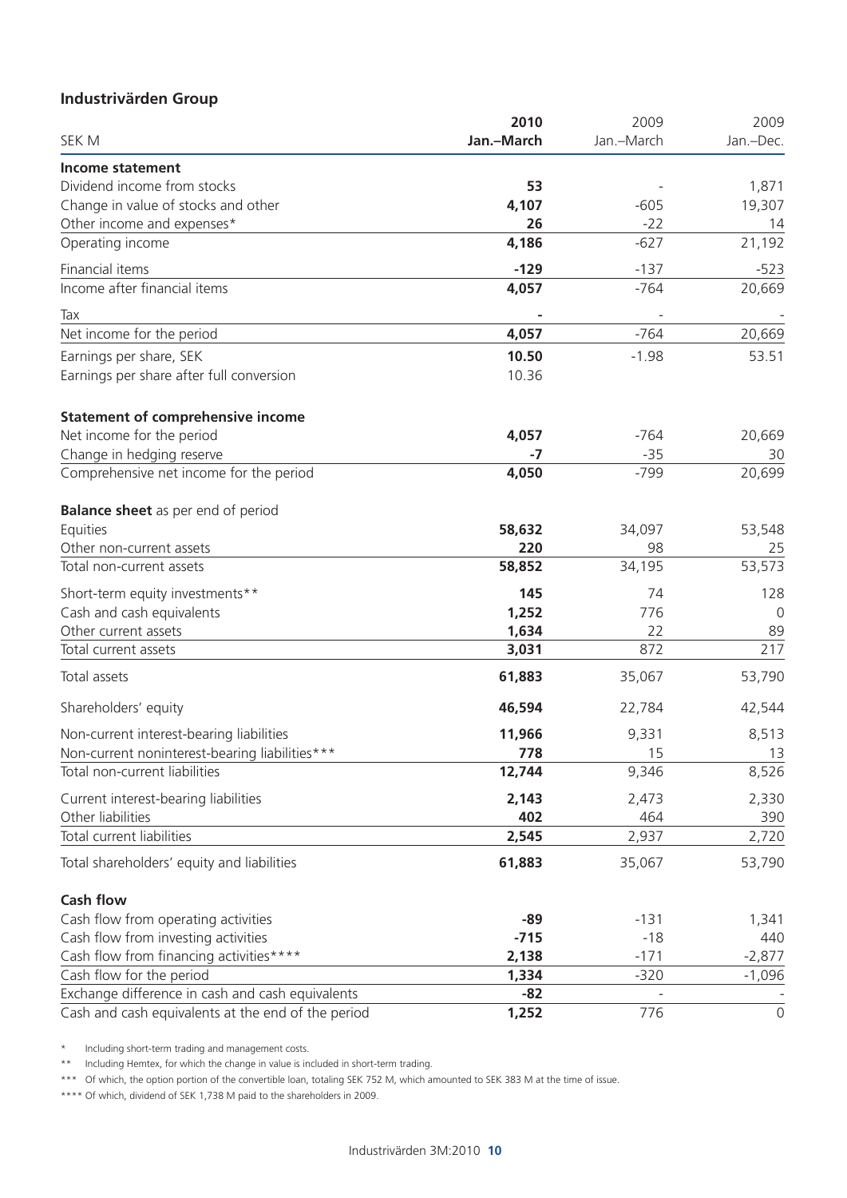## Industrivärden Group

| SEK M | 2010 Jan.–March | 2009 Jan.–March | 2009 Jan.–Dec. |
|---|---|---|---|
| **Income statement** | | | |
| Dividend income from stocks | **53** | - | 1,871 |
| Change in value of stocks and other | **4,107** | -605 | 19,307 |
| Other income and expenses* | **26** | -22 | 14 |
| Operating income | **4,186** | -627 | 21,192 |
| Financial items | **-129** | -137 | -523 |
| Income after financial items | **4,057** | -764 | 20,669 |
| Tax | **-** | - | - |
| Net income for the period | **4,057** | -764 | 20,669 |
| Earnings per share, SEK | **10.50** | -1.98 | 53.51 |
| Earnings per share after full conversion | 10.36 | | |
| **Statement of comprehensive income** | | | |
| Net income for the period | **4,057** | -764 | 20,669 |
| Change in hedging reserve | **-7** | -35 | 30 |
| Comprehensive net income for the period | **4,050** | -799 | 20,699 |
| **Balance sheet** as per end of period | | | |
| Equities | **58,632** | 34,097 | 53,548 |
| Other non-current assets | **220** | 98 | 25 |
| Total non-current assets | **58,852** | 34,195 | 53,573 |
| Short-term equity investments** | **145** | 74 | 128 |
| Cash and cash equivalents | **1,252** | 776 | 0 |
| Other current assets | **1,634** | 22 | 89 |
| Total current assets | **3,031** | 872 | 217 |
| Total assets | **61,883** | 35,067 | 53,790 |
| Shareholders' equity | **46,594** | 22,784 | 42,544 |
| Non-current interest-bearing liabilities | **11,966** | 9,331 | 8,513 |
| Non-current noninterest-bearing liabilities*** | **778** | 15 | 13 |
| Total non-current liabilities | **12,744** | 9,346 | 8,526 |
| Current interest-bearing liabilities | **2,143** | 2,473 | 2,330 |
| Other liabilities | **402** | 464 | 390 |
| Total current liabilities | **2,545** | 2,937 | 2,720 |
| Total shareholders' equity and liabilities | **61,883** | 35,067 | 53,790 |
| **Cash flow** | | | |
| Cash flow from operating activities | **-89** | -131 | 1,341 |
| Cash flow from investing activities | **-715** | -18 | 440 |
| Cash flow from financing activities**** | **2,138** | -171 | -2,877 |
| Cash flow for the period | **1,334** | -320 | -1,096 |
| Exchange difference in cash and cash equivalents | **-82** | - | - |
| Cash and cash equivalents at the end of the period | **1,252** | 776 | 0 |

\* Including short-term trading and management costs.

\*\* Including Hemtex, for which the change in value is included in short-term trading.

\*\*\* Of which, the option portion of the convertible loan, totaling SEK 752 M, which amounted to SEK 383 M at the time of issue.

\*\*\*\* Of which, dividend of SEK 1,738 M paid to the shareholders in 2009.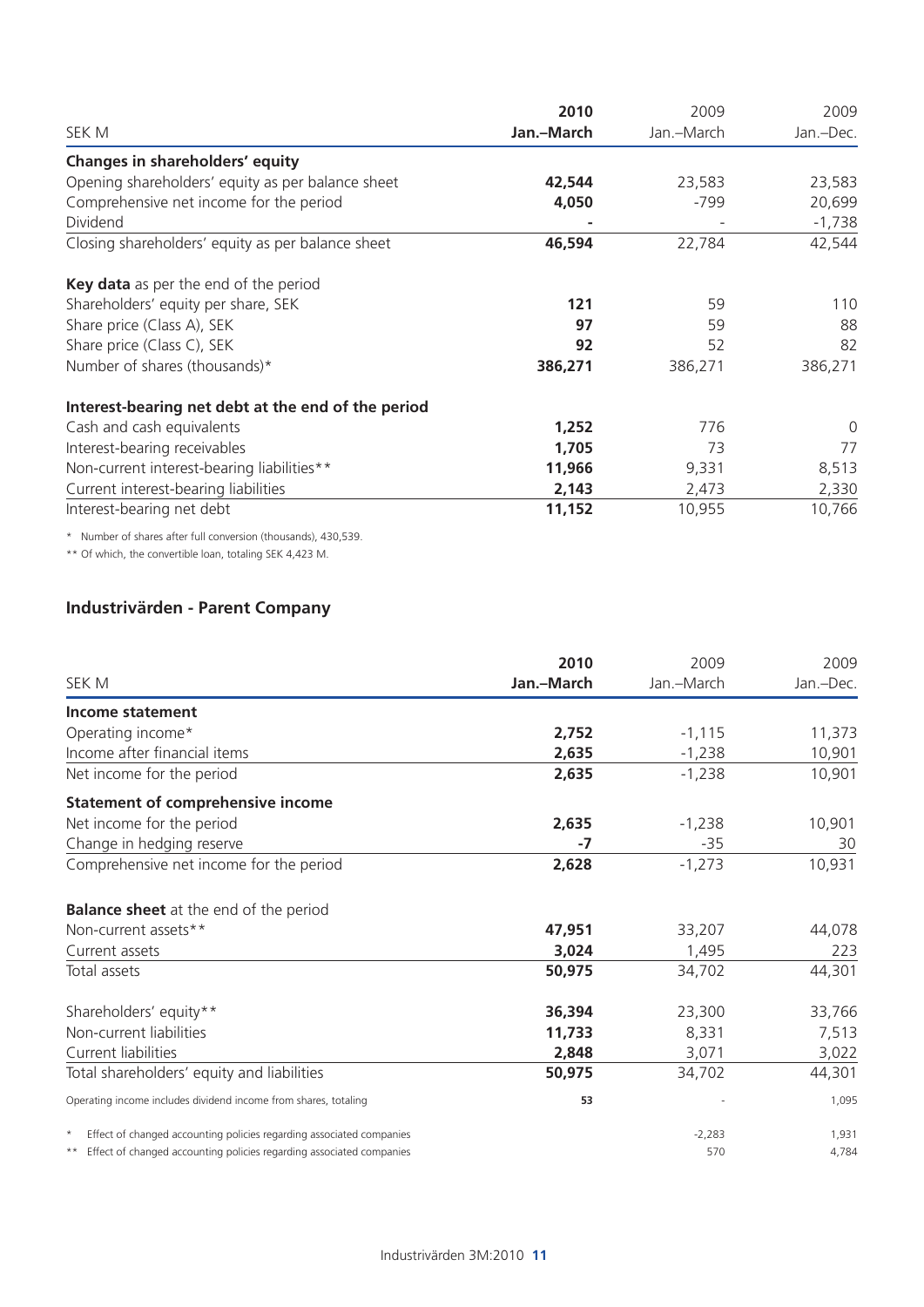| SEK M | 2010 Jan.–March | 2009 Jan.–March | 2009 Jan.–Dec. |
|---|---|---|---|
| **Changes in shareholders' equity** | | | |
| Opening shareholders' equity as per balance sheet | **42,544** | 23,583 | 23,583 |
| Comprehensive net income for the period | **4,050** | -799 | 20,699 |
| Dividend | **-** | - | -1,738 |
| Closing shareholders' equity as per balance sheet | **46,594** | 22,784 | 42,544 |
| | | | |
| **Key data** as per the end of the period | | | |
| Shareholders' equity per share, SEK | **121** | 59 | 110 |
| Share price (Class A), SEK | **97** | 59 | 88 |
| Share price (Class C), SEK | **92** | 52 | 82 |
| Number of shares (thousands)* | **386,271** | 386,271 | 386,271 |
| | | | |
| **Interest-bearing net debt at the end of the period** | | | |
| Cash and cash equivalents | **1,252** | 776 | 0 |
| Interest-bearing receivables | **1,705** | 73 | 77 |
| Non-current interest-bearing liabilities** | **11,966** | 9,331 | 8,513 |
| Current interest-bearing liabilities | **2,143** | 2,473 | 2,330 |
| Interest-bearing net debt | **11,152** | 10,955 | 10,766 |

\* Number of shares after full conversion (thousands), 430,539.

** Of which, the convertible loan, totaling SEK 4,423 M.

## Industrivärden - Parent Company

| SEK M | 2010 Jan.–March | 2009 Jan.–March | 2009 Jan.–Dec. |
|---|---|---|---|
| **Income statement** | | | |
| Operating income* | **2,752** | -1,115 | 11,373 |
| Income after financial items | **2,635** | -1,238 | 10,901 |
| Net income for the period | **2,635** | -1,238 | 10,901 |
| **Statement of comprehensive income** | | | |
| Net income for the period | **2,635** | -1,238 | 10,901 |
| Change in hedging reserve | **-7** | -35 | 30 |
| Comprehensive net income for the period | **2,628** | -1,273 | 10,931 |
| | | | |
| **Balance sheet** at the end of the period | | | |
| Non-current assets** | **47,951** | 33,207 | 44,078 |
| Current assets | **3,024** | 1,495 | 223 |
| Total assets | **50,975** | 34,702 | 44,301 |
| | | | |
| Shareholders' equity** | **36,394** | 23,300 | 33,766 |
| Non-current liabilities | **11,733** | 8,331 | 7,513 |
| Current liabilities | **2,848** | 3,071 | 3,022 |
| Total shareholders' equity and liabilities | **50,975** | 34,702 | 44,301 |
| Operating income includes dividend income from shares, totaling | **53** | - | 1,095 |
| * Effect of changed accounting policies regarding associated companies | | -2,283 | 1,931 |
| ** Effect of changed accounting policies regarding associated companies | | 570 | 4,784 |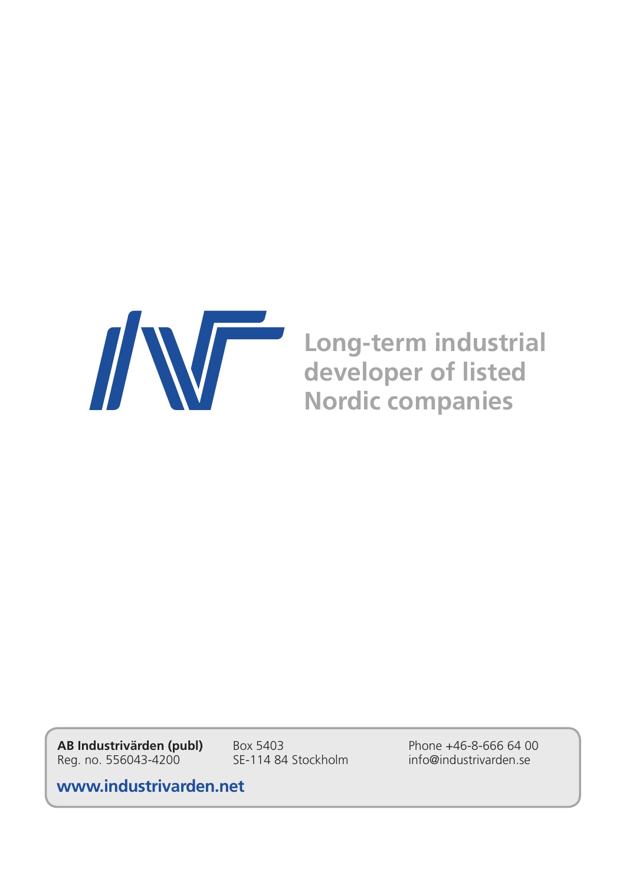Long-term industrial developer of listed Nordic companies

**AB Industrivärden (publ)**
Reg. no. 556043-4200

Box 5403
SE-114 84 Stockholm

Phone +46-8-666 64 00
info@industrivarden.se

**www.industrivarden.net**